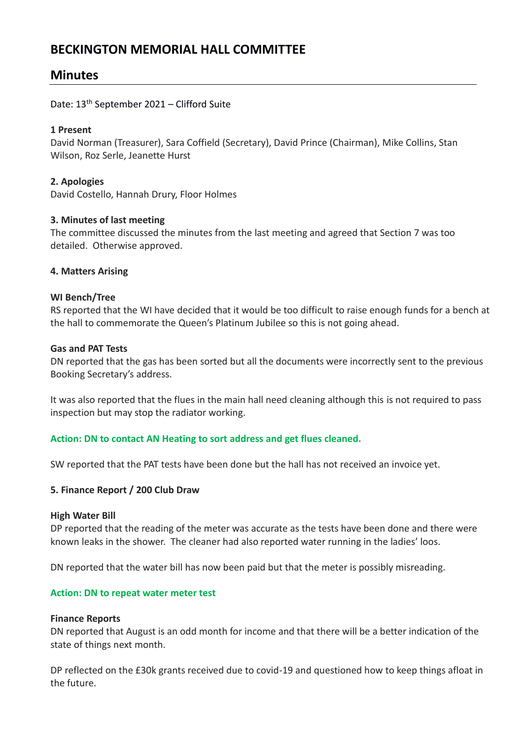# BECKINGTON MEMORIAL HALL COMMITTEE

## Minutes

Date: 13th September 2021 – Clifford Suite

**1 Present**
David Norman (Treasurer), Sara Coffield (Secretary), David Prince (Chairman), Mike Collins, Stan Wilson, Roz Serle, Jeanette Hurst

**2. Apologies**
David Costello, Hannah Drury, Floor Holmes

**3. Minutes of last meeting**
The committee discussed the minutes from the last meeting and agreed that Section 7 was too detailed. Otherwise approved.

**4. Matters Arising**

**WI Bench/Tree**
RS reported that the WI have decided that it would be too difficult to raise enough funds for a bench at the hall to commemorate the Queen's Platinum Jubilee so this is not going ahead.

**Gas and PAT Tests**
DN reported that the gas has been sorted but all the documents were incorrectly sent to the previous Booking Secretary's address.

It was also reported that the flues in the main hall need cleaning although this is not required to pass inspection but may stop the radiator working.

**Action: DN to contact AN Heating to sort address and get flues cleaned.**

SW reported that the PAT tests have been done but the hall has not received an invoice yet.

**5. Finance Report / 200 Club Draw**

**High Water Bill**
DP reported that the reading of the meter was accurate as the tests have been done and there were known leaks in the shower. The cleaner had also reported water running in the ladies' loos.

DN reported that the water bill has now been paid but that the meter is possibly misreading.

**Action: DN to repeat water meter test**

**Finance Reports**
DN reported that August is an odd month for income and that there will be a better indication of the state of things next month.

DP reflected on the £30k grants received due to covid-19 and questioned how to keep things afloat in the future.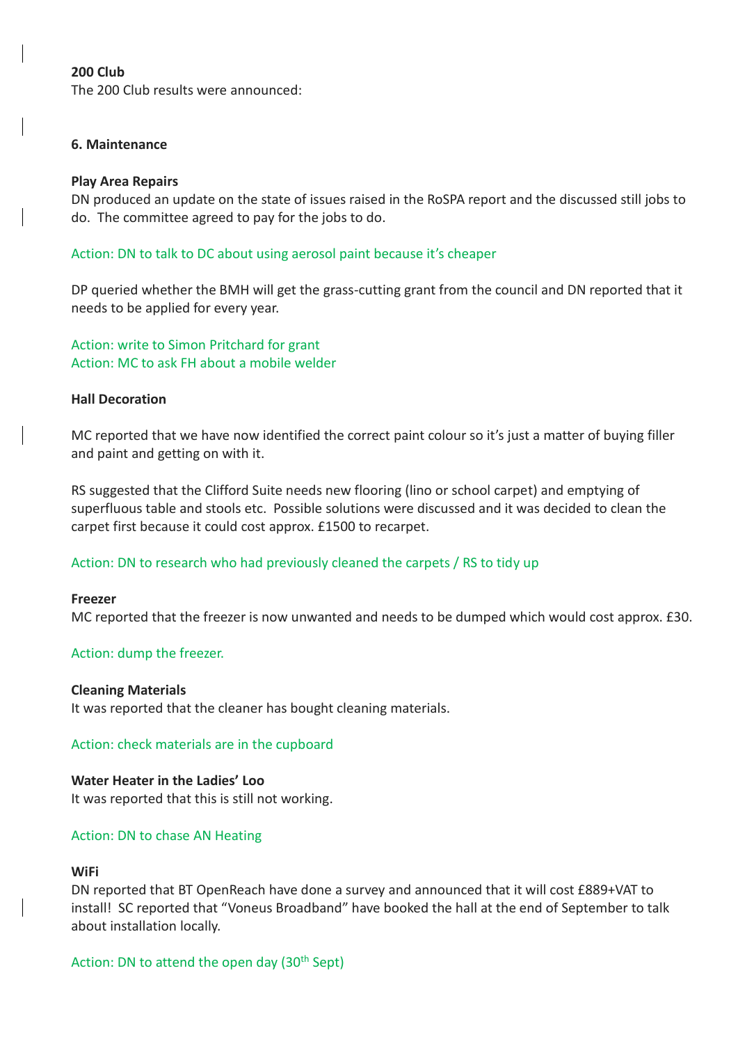**200 Club**

The 200 Club results were announced:

**6. Maintenance**

**Play Area Repairs**

DN produced an update on the state of issues raised in the RoSPA report and the discussed still jobs to do. The committee agreed to pay for the jobs to do.

Action: DN to talk to DC about using aerosol paint because it's cheaper

DP queried whether the BMH will get the grass-cutting grant from the council and DN reported that it needs to be applied for every year.

Action: write to Simon Pritchard for grant
Action: MC to ask FH about a mobile welder

**Hall Decoration**

MC reported that we have now identified the correct paint colour so it's just a matter of buying filler and paint and getting on with it.

RS suggested that the Clifford Suite needs new flooring (lino or school carpet) and emptying of superfluous table and stools etc. Possible solutions were discussed and it was decided to clean the carpet first because it could cost approx. £1500 to recarpet.

Action: DN to research who had previously cleaned the carpets / RS to tidy up

**Freezer**

MC reported that the freezer is now unwanted and needs to be dumped which would cost approx. £30.

Action: dump the freezer.

**Cleaning Materials**

It was reported that the cleaner has bought cleaning materials.

Action: check materials are in the cupboard

**Water Heater in the Ladies' Loo**

It was reported that this is still not working.

Action: DN to chase AN Heating

**WiFi**

DN reported that BT OpenReach have done a survey and announced that it will cost £889+VAT to install! SC reported that "Voneus Broadband" have booked the hall at the end of September to talk about installation locally.

Action: DN to attend the open day (30th Sept)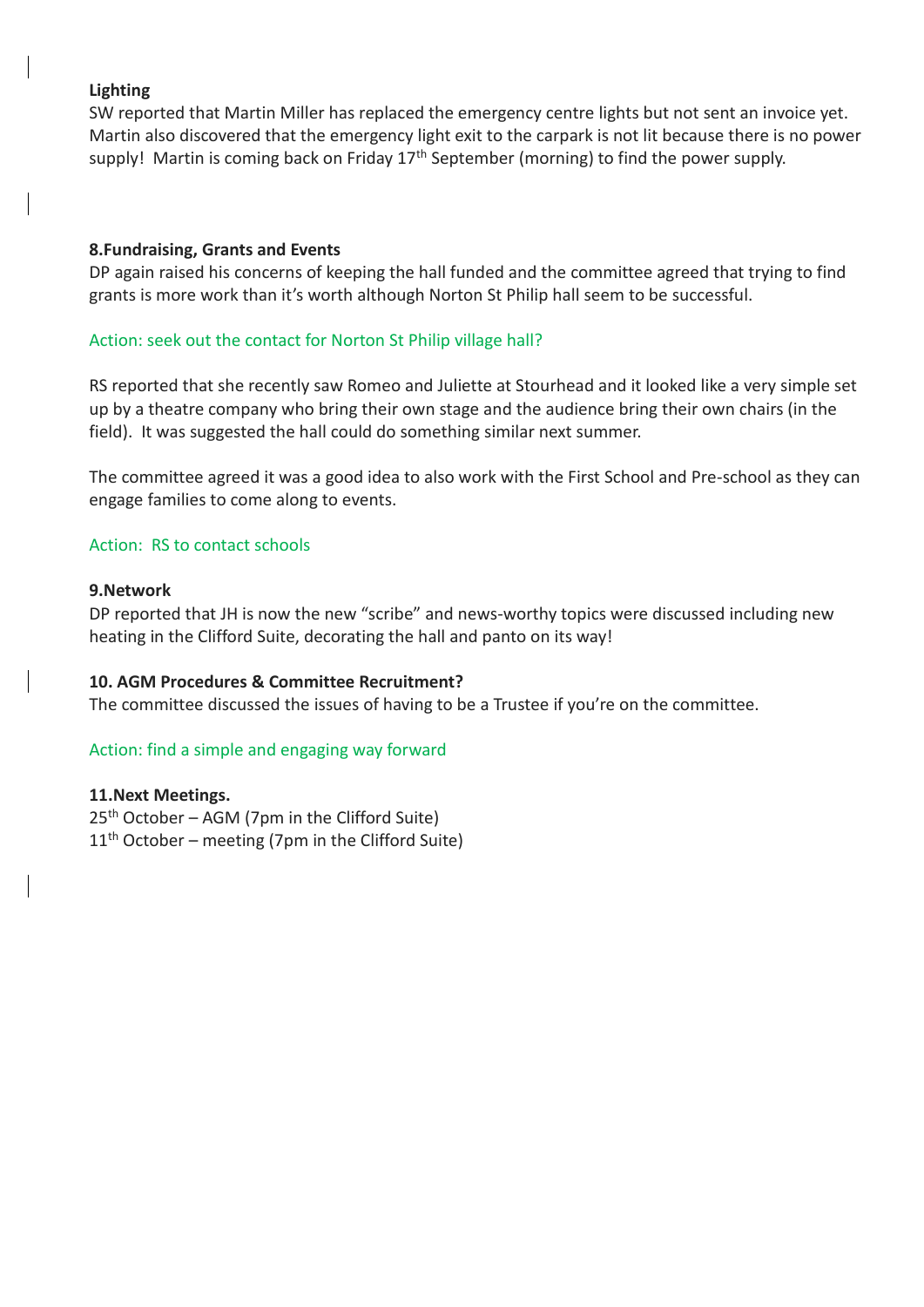**Lighting**

SW reported that Martin Miller has replaced the emergency centre lights but not sent an invoice yet. Martin also discovered that the emergency light exit to the carpark is not lit because there is no power supply! Martin is coming back on Friday 17th September (morning) to find the power supply.

**8.Fundraising, Grants and Events**

DP again raised his concerns of keeping the hall funded and the committee agreed that trying to find grants is more work than it's worth although Norton St Philip hall seem to be successful.

Action: seek out the contact for Norton St Philip village hall?

RS reported that she recently saw Romeo and Juliette at Stourhead and it looked like a very simple set up by a theatre company who bring their own stage and the audience bring their own chairs (in the field). It was suggested the hall could do something similar next summer.

The committee agreed it was a good idea to also work with the First School and Pre-school as they can engage families to come along to events.

Action: RS to contact schools

**9.Network**

DP reported that JH is now the new "scribe" and news-worthy topics were discussed including new heating in the Clifford Suite, decorating the hall and panto on its way!

**10. AGM Procedures & Committee Recruitment?**

The committee discussed the issues of having to be a Trustee if you're on the committee.

Action: find a simple and engaging way forward

**11.Next Meetings.**

25th October – AGM (7pm in the Clifford Suite)
11th October – meeting (7pm in the Clifford Suite)